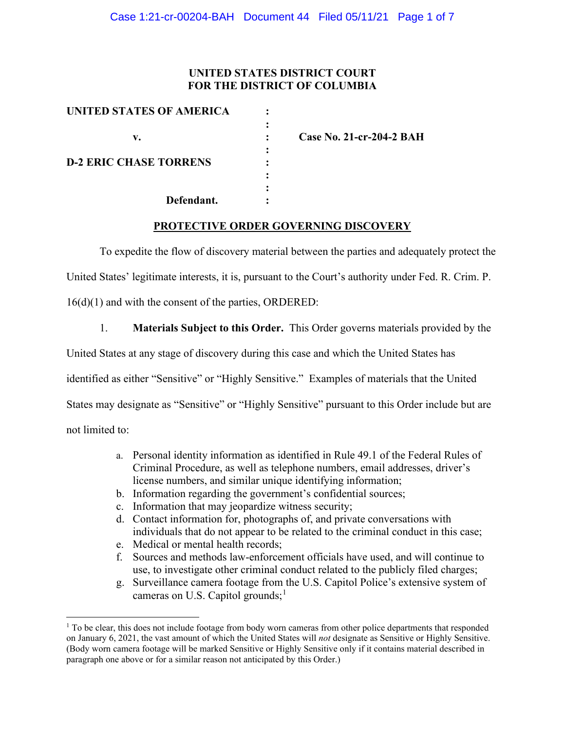**UNITED STATES DISTRICT COURT**
**FOR THE DISTRICT OF COLUMBIA**

| | | |
|---|---|---|
| **UNITED STATES OF AMERICA** | : | |
| | : | |
| **v.** | : | **Case No. 21-cr-204-2 BAH** |
| | : | |
| **D-2 ERIC CHASE TORRENS** | : | |
| | : | |
| | : | |
| **Defendant.** | : | |

**PROTECTIVE ORDER GOVERNING DISCOVERY**

To expedite the flow of discovery material between the parties and adequately protect the United States' legitimate interests, it is, pursuant to the Court's authority under Fed. R. Crim. P. 16(d)(1) and with the consent of the parties, ORDERED:

1. **Materials Subject to this Order.** This Order governs materials provided by the United States at any stage of discovery during this case and which the United States has identified as either "Sensitive" or "Highly Sensitive." Examples of materials that the United States may designate as "Sensitive" or "Highly Sensitive" pursuant to this Order include but are not limited to:

   a. Personal identity information as identified in Rule 49.1 of the Federal Rules of Criminal Procedure, as well as telephone numbers, email addresses, driver's license numbers, and similar unique identifying information;
   b. Information regarding the government's confidential sources;
   c. Information that may jeopardize witness security;
   d. Contact information for, photographs of, and private conversations with individuals that do not appear to be related to the criminal conduct in this case;
   e. Medical or mental health records;
   f. Sources and methods law-enforcement officials have used, and will continue to use, to investigate other criminal conduct related to the publicly filed charges;
   g. Surveillance camera footage from the U.S. Capitol Police's extensive system of cameras on U.S. Capitol grounds;[1]

[1] To be clear, this does not include footage from body worn cameras from other police departments that responded on January 6, 2021, the vast amount of which the United States will *not* designate as Sensitive or Highly Sensitive. (Body worn camera footage will be marked Sensitive or Highly Sensitive only if it contains material described in paragraph one above or for a similar reason not anticipated by this Order.)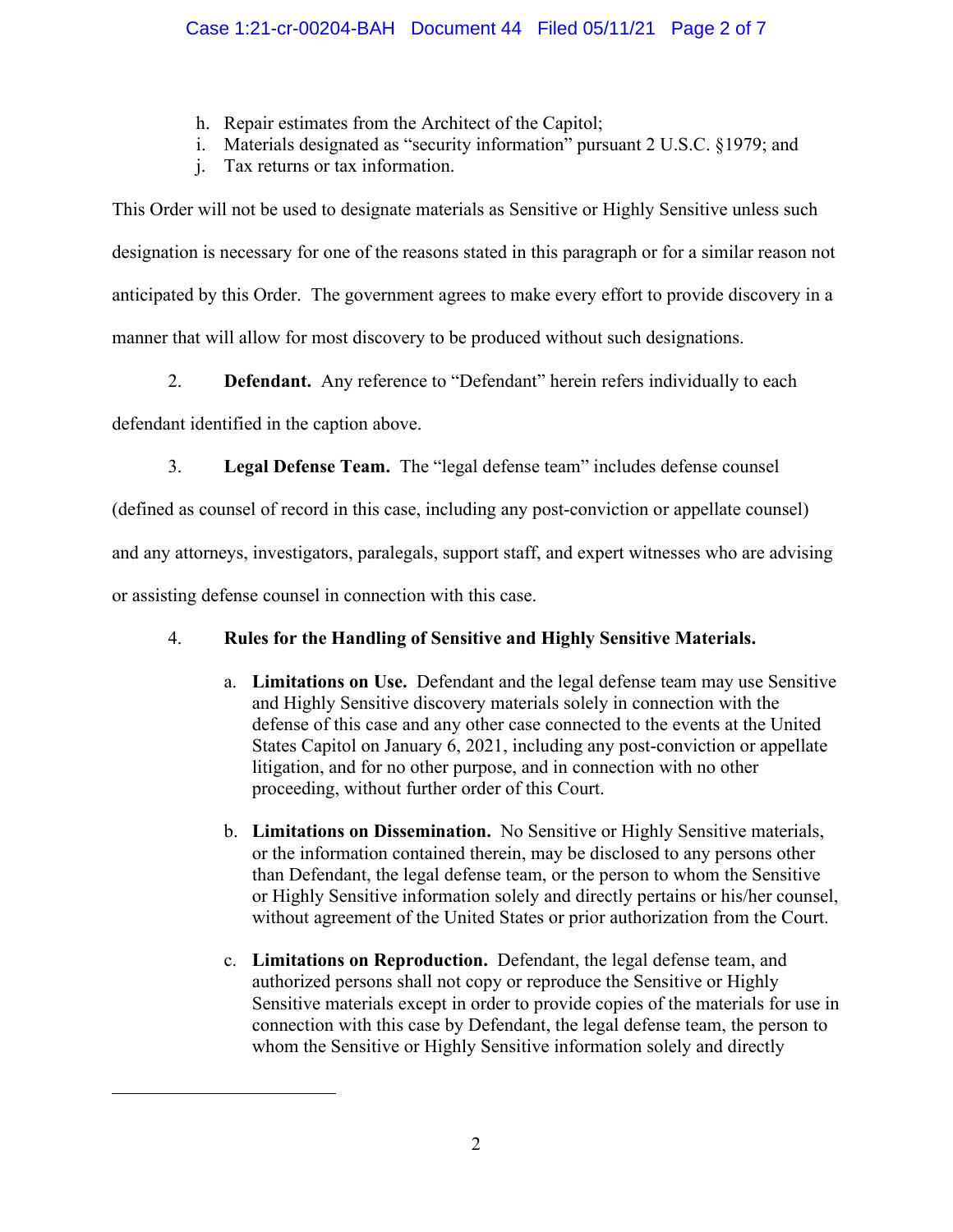h. Repair estimates from the Architect of the Capitol;
i. Materials designated as "security information" pursuant 2 U.S.C. §1979; and
j. Tax returns or tax information.

This Order will not be used to designate materials as Sensitive or Highly Sensitive unless such designation is necessary for one of the reasons stated in this paragraph or for a similar reason not anticipated by this Order. The government agrees to make every effort to provide discovery in a manner that will allow for most discovery to be produced without such designations.

2. **Defendant.** Any reference to "Defendant" herein refers individually to each defendant identified in the caption above.

3. **Legal Defense Team.** The "legal defense team" includes defense counsel (defined as counsel of record in this case, including any post-conviction or appellate counsel) and any attorneys, investigators, paralegals, support staff, and expert witnesses who are advising or assisting defense counsel in connection with this case.

4. **Rules for the Handling of Sensitive and Highly Sensitive Materials.**

   a. **Limitations on Use.** Defendant and the legal defense team may use Sensitive and Highly Sensitive discovery materials solely in connection with the defense of this case and any other case connected to the events at the United States Capitol on January 6, 2021, including any post-conviction or appellate litigation, and for no other purpose, and in connection with no other proceeding, without further order of this Court.

   b. **Limitations on Dissemination.** No Sensitive or Highly Sensitive materials, or the information contained therein, may be disclosed to any persons other than Defendant, the legal defense team, or the person to whom the Sensitive or Highly Sensitive information solely and directly pertains or his/her counsel, without agreement of the United States or prior authorization from the Court.

   c. **Limitations on Reproduction.** Defendant, the legal defense team, and authorized persons shall not copy or reproduce the Sensitive or Highly Sensitive materials except in order to provide copies of the materials for use in connection with this case by Defendant, the legal defense team, the person to whom the Sensitive or Highly Sensitive information solely and directly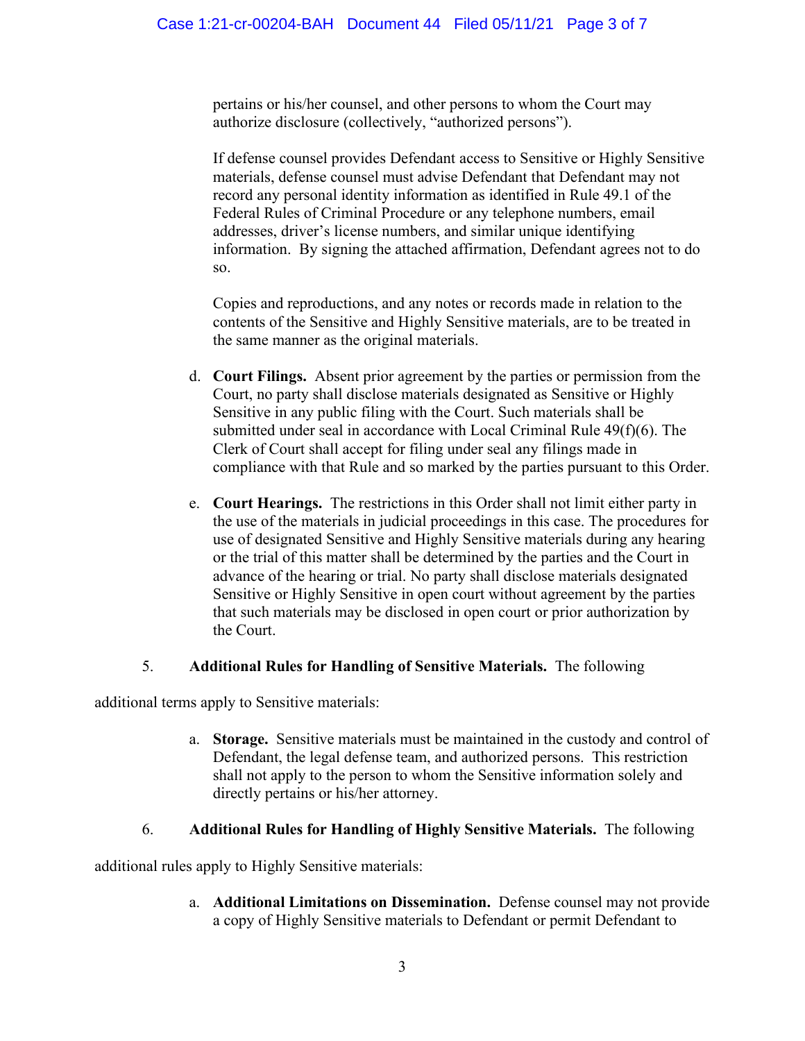pertains or his/her counsel, and other persons to whom the Court may authorize disclosure (collectively, "authorized persons").

If defense counsel provides Defendant access to Sensitive or Highly Sensitive materials, defense counsel must advise Defendant that Defendant may not record any personal identity information as identified in Rule 49.1 of the Federal Rules of Criminal Procedure or any telephone numbers, email addresses, driver's license numbers, and similar unique identifying information. By signing the attached affirmation, Defendant agrees not to do so.

Copies and reproductions, and any notes or records made in relation to the contents of the Sensitive and Highly Sensitive materials, are to be treated in the same manner as the original materials.

d. **Court Filings.** Absent prior agreement by the parties or permission from the Court, no party shall disclose materials designated as Sensitive or Highly Sensitive in any public filing with the Court. Such materials shall be submitted under seal in accordance with Local Criminal Rule 49(f)(6). The Clerk of Court shall accept for filing under seal any filings made in compliance with that Rule and so marked by the parties pursuant to this Order.

e. **Court Hearings.** The restrictions in this Order shall not limit either party in the use of the materials in judicial proceedings in this case. The procedures for use of designated Sensitive and Highly Sensitive materials during any hearing or the trial of this matter shall be determined by the parties and the Court in advance of the hearing or trial. No party shall disclose materials designated Sensitive or Highly Sensitive in open court without agreement by the parties that such materials may be disclosed in open court or prior authorization by the Court.

5. **Additional Rules for Handling of Sensitive Materials.** The following additional terms apply to Sensitive materials:

a. **Storage.** Sensitive materials must be maintained in the custody and control of Defendant, the legal defense team, and authorized persons. This restriction shall not apply to the person to whom the Sensitive information solely and directly pertains or his/her attorney.

6. **Additional Rules for Handling of Highly Sensitive Materials.** The following additional rules apply to Highly Sensitive materials:

a. **Additional Limitations on Dissemination.** Defense counsel may not provide a copy of Highly Sensitive materials to Defendant or permit Defendant to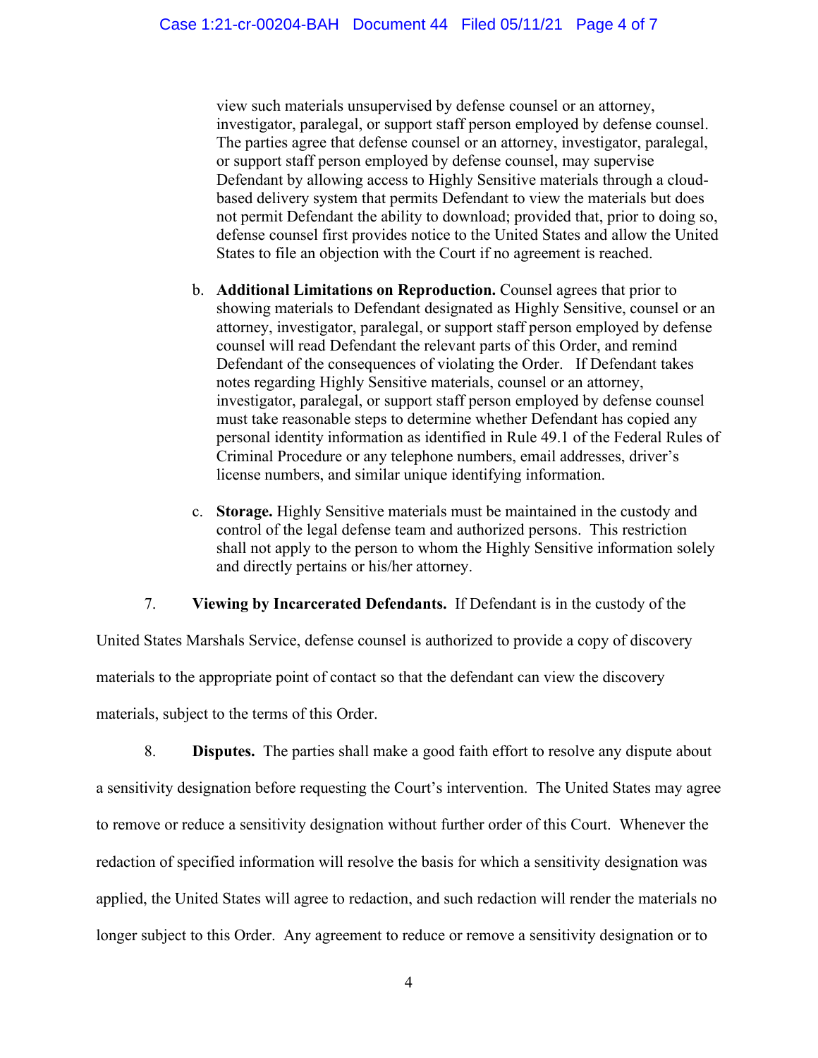view such materials unsupervised by defense counsel or an attorney, investigator, paralegal, or support staff person employed by defense counsel. The parties agree that defense counsel or an attorney, investigator, paralegal, or support staff person employed by defense counsel, may supervise Defendant by allowing access to Highly Sensitive materials through a cloud-based delivery system that permits Defendant to view the materials but does not permit Defendant the ability to download; provided that, prior to doing so, defense counsel first provides notice to the United States and allow the United States to file an objection with the Court if no agreement is reached.

b. **Additional Limitations on Reproduction.** Counsel agrees that prior to showing materials to Defendant designated as Highly Sensitive, counsel or an attorney, investigator, paralegal, or support staff person employed by defense counsel will read Defendant the relevant parts of this Order, and remind Defendant of the consequences of violating the Order. If Defendant takes notes regarding Highly Sensitive materials, counsel or an attorney, investigator, paralegal, or support staff person employed by defense counsel must take reasonable steps to determine whether Defendant has copied any personal identity information as identified in Rule 49.1 of the Federal Rules of Criminal Procedure or any telephone numbers, email addresses, driver's license numbers, and similar unique identifying information.

c. **Storage.** Highly Sensitive materials must be maintained in the custody and control of the legal defense team and authorized persons. This restriction shall not apply to the person to whom the Highly Sensitive information solely and directly pertains or his/her attorney.

7. **Viewing by Incarcerated Defendants.** If Defendant is in the custody of the United States Marshals Service, defense counsel is authorized to provide a copy of discovery materials to the appropriate point of contact so that the defendant can view the discovery materials, subject to the terms of this Order.

8. **Disputes.** The parties shall make a good faith effort to resolve any dispute about a sensitivity designation before requesting the Court's intervention. The United States may agree to remove or reduce a sensitivity designation without further order of this Court. Whenever the redaction of specified information will resolve the basis for which a sensitivity designation was applied, the United States will agree to redaction, and such redaction will render the materials no longer subject to this Order. Any agreement to reduce or remove a sensitivity designation or to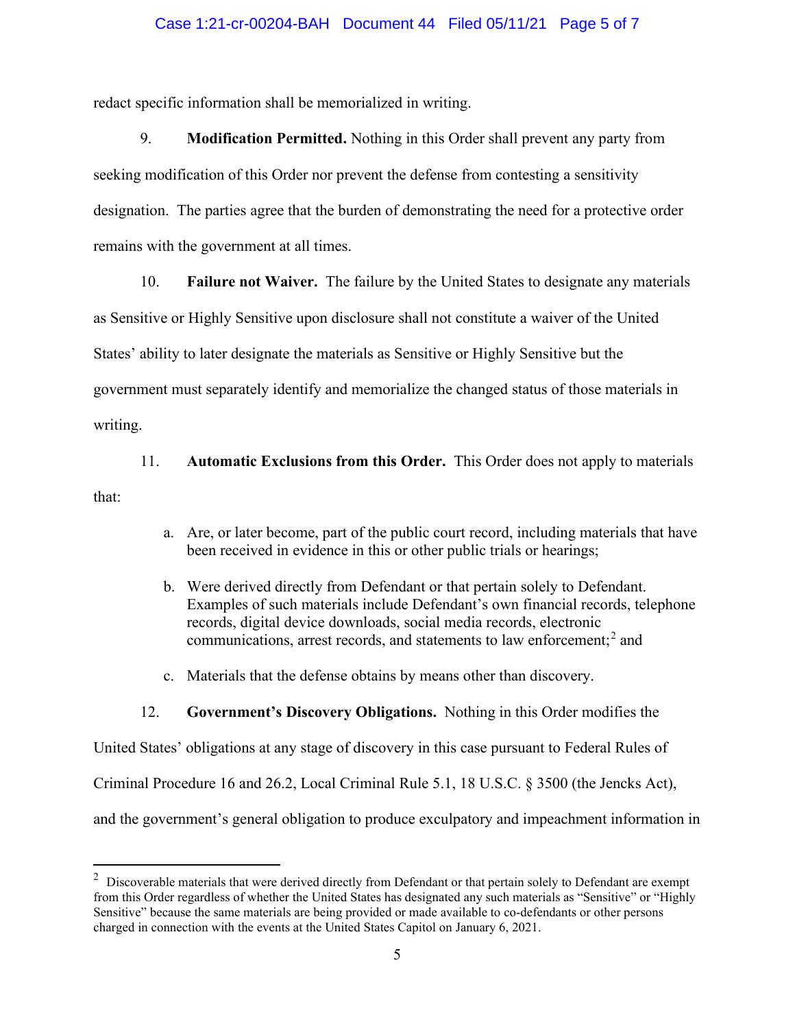redact specific information shall be memorialized in writing.

9. **Modification Permitted.** Nothing in this Order shall prevent any party from seeking modification of this Order nor prevent the defense from contesting a sensitivity designation. The parties agree that the burden of demonstrating the need for a protective order remains with the government at all times.

10. **Failure not Waiver.** The failure by the United States to designate any materials as Sensitive or Highly Sensitive upon disclosure shall not constitute a waiver of the United States' ability to later designate the materials as Sensitive or Highly Sensitive but the government must separately identify and memorialize the changed status of those materials in writing.

11. **Automatic Exclusions from this Order.** This Order does not apply to materials that:

a. Are, or later become, part of the public court record, including materials that have been received in evidence in this or other public trials or hearings;

b. Were derived directly from Defendant or that pertain solely to Defendant. Examples of such materials include Defendant's own financial records, telephone records, digital device downloads, social media records, electronic communications, arrest records, and statements to law enforcement;[2] and

c. Materials that the defense obtains by means other than discovery.

12. **Government's Discovery Obligations.** Nothing in this Order modifies the United States' obligations at any stage of discovery in this case pursuant to Federal Rules of Criminal Procedure 16 and 26.2, Local Criminal Rule 5.1, 18 U.S.C. § 3500 (the Jencks Act), and the government's general obligation to produce exculpatory and impeachment information in

---

[2] Discoverable materials that were derived directly from Defendant or that pertain solely to Defendant are exempt from this Order regardless of whether the United States has designated any such materials as "Sensitive" or "Highly Sensitive" because the same materials are being provided or made available to co-defendants or other persons charged in connection with the events at the United States Capitol on January 6, 2021.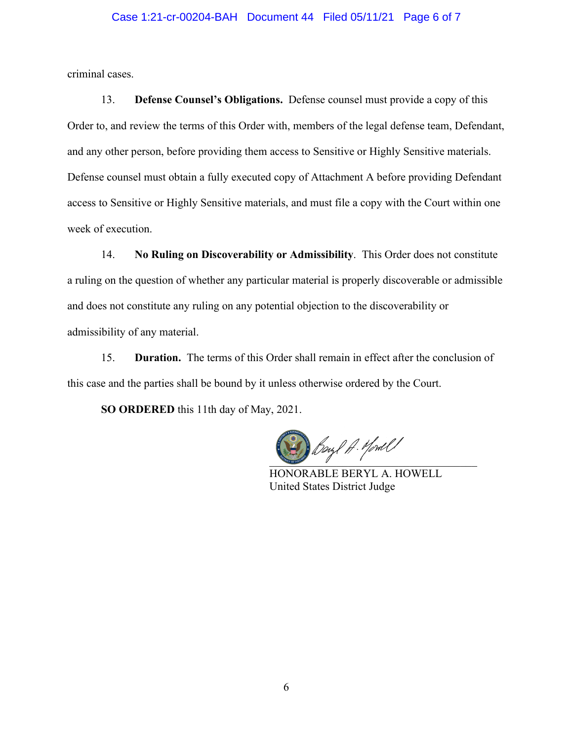criminal cases.

13. **Defense Counsel's Obligations.** Defense counsel must provide a copy of this Order to, and review the terms of this Order with, members of the legal defense team, Defendant, and any other person, before providing them access to Sensitive or Highly Sensitive materials. Defense counsel must obtain a fully executed copy of Attachment A before providing Defendant access to Sensitive or Highly Sensitive materials, and must file a copy with the Court within one week of execution.

14. **No Ruling on Discoverability or Admissibility**. This Order does not constitute a ruling on the question of whether any particular material is properly discoverable or admissible and does not constitute any ruling on any potential objection to the discoverability or admissibility of any material.

15. **Duration.** The terms of this Order shall remain in effect after the conclusion of this case and the parties shall be bound by it unless otherwise ordered by the Court.

**SO ORDERED** this 11th day of May, 2021.

HONORABLE BERYL A. HOWELL
United States District Judge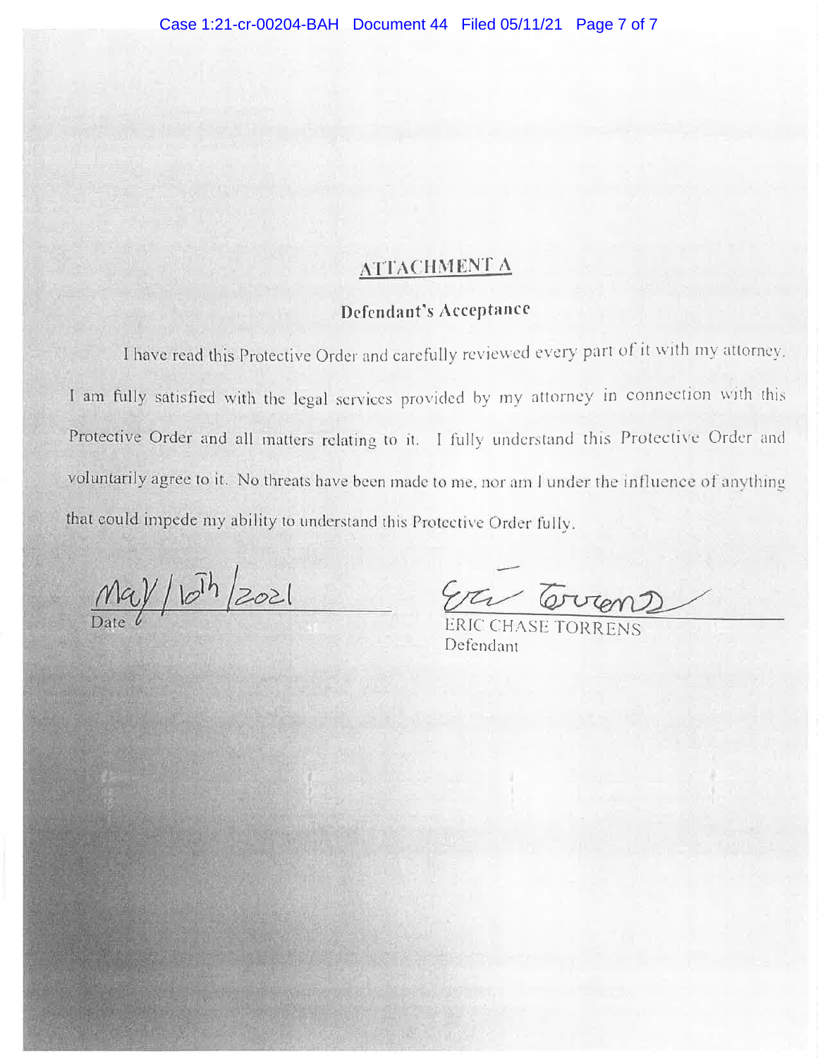# ATTACHMENT A

## Defendant's Acceptance

I have read this Protective Order and carefully reviewed every part of it with my attorney. I am fully satisfied with the legal services provided by my attorney in connection with this Protective Order and all matters relating to it. I fully understand this Protective Order and voluntarily agree to it. No threats have been made to me, nor am I under the influence of anything that could impede my ability to understand this Protective Order fully.

May/10th/2021
Date

ERIC CHASE TORRENS
Defendant